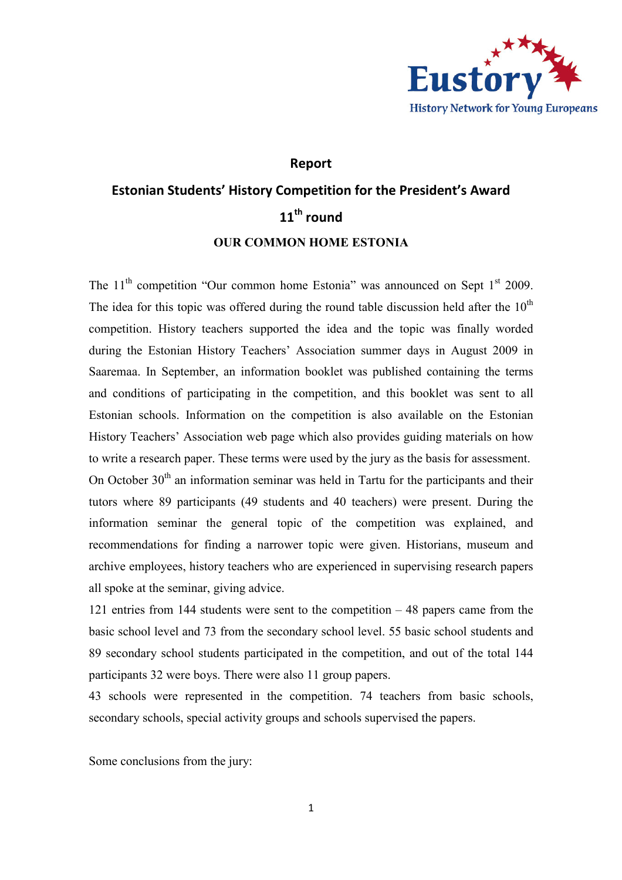# Report

## Estonian Students' History Competition for the President's Award

## 11th round

### OUR COMMON HOME ESTONIA

The 11th competition "Our common home Estonia" was announced on Sept 1st 2009. The idea for this topic was offered during the round table discussion held after the 10th competition. History teachers supported the idea and the topic was finally worded during the Estonian History Teachers' Association summer days in August 2009 in Saaremaa. In September, an information booklet was published containing the terms and conditions of participating in the competition, and this booklet was sent to all Estonian schools. Information on the competition is also available on the Estonian History Teachers' Association web page which also provides guiding materials on how to write a research paper. These terms were used by the jury as the basis for assessment. On October 30th an information seminar was held in Tartu for the participants and their tutors where 89 participants (49 students and 40 teachers) were present. During the information seminar the general topic of the competition was explained, and recommendations for finding a narrower topic were given. Historians, museum and archive employees, history teachers who are experienced in supervising research papers all spoke at the seminar, giving advice.

121 entries from 144 students were sent to the competition – 48 papers came from the basic school level and 73 from the secondary school level. 55 basic school students and 89 secondary school students participated in the competition, and out of the total 144 participants 32 were boys. There were also 11 group papers.

43 schools were represented in the competition. 74 teachers from basic schools, secondary schools, special activity groups and schools supervised the papers.

Some conclusions from the jury: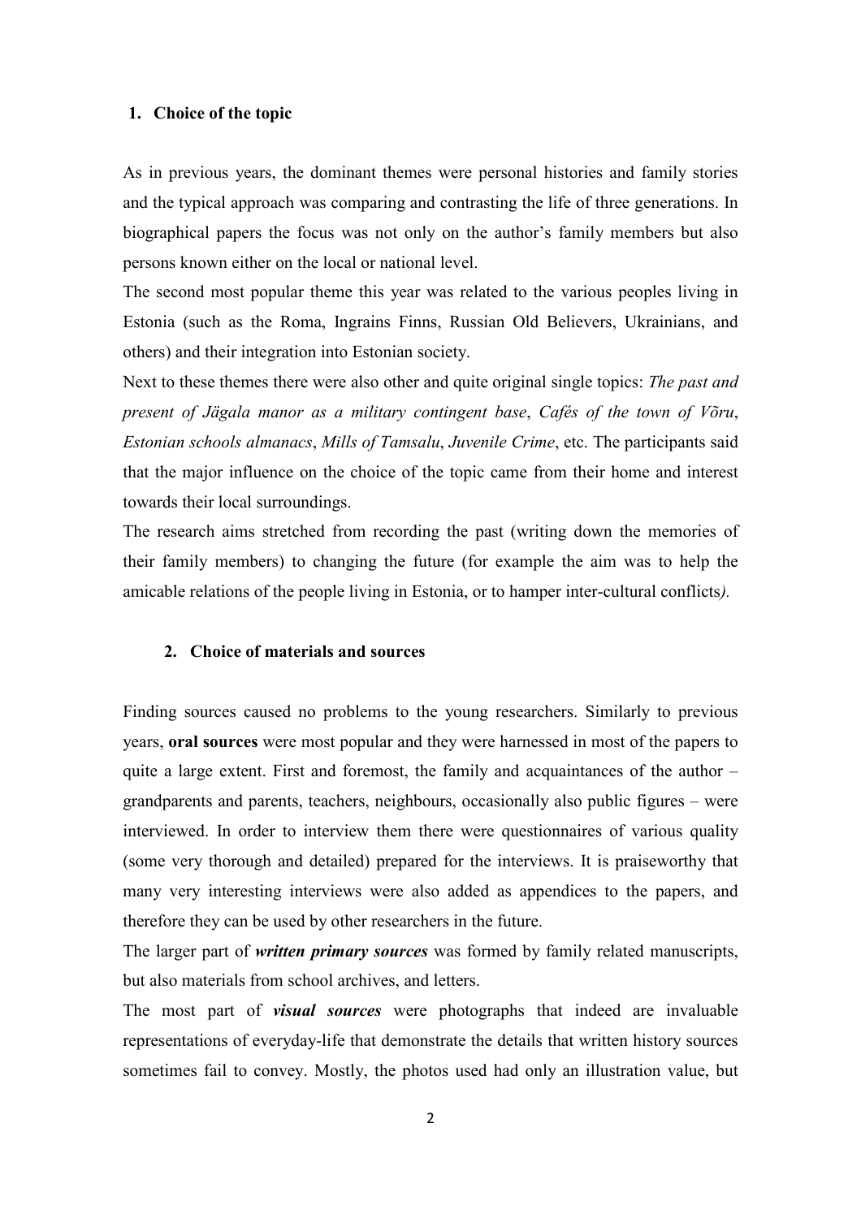## 1. Choice of the topic

As in previous years, the dominant themes were personal histories and family stories and the typical approach was comparing and contrasting the life of three generations. In biographical papers the focus was not only on the author's family members but also persons known either on the local or national level.

The second most popular theme this year was related to the various peoples living in Estonia (such as the Roma, Ingrains Finns, Russian Old Believers, Ukrainians, and others) and their integration into Estonian society.

Next to these themes there were also other and quite original single topics: *The past and present of Jägala manor as a military contingent base*, *Cafés of the town of Võru*, *Estonian schools almanacs*, *Mills of Tamsalu*, *Juvenile Crime*, etc. The participants said that the major influence on the choice of the topic came from their home and interest towards their local surroundings.

The research aims stretched from recording the past (writing down the memories of their family members) to changing the future (for example the aim was to help the amicable relations of the people living in Estonia, or to hamper inter-cultural conflicts*).*

## 2. Choice of materials and sources

Finding sources caused no problems to the young researchers. Similarly to previous years, **oral sources** were most popular and they were harnessed in most of the papers to quite a large extent. First and foremost, the family and acquaintances of the author – grandparents and parents, teachers, neighbours, occasionally also public figures – were interviewed. In order to interview them there were questionnaires of various quality (some very thorough and detailed) prepared for the interviews. It is praiseworthy that many very interesting interviews were also added as appendices to the papers, and therefore they can be used by other researchers in the future.

The larger part of ***written primary sources*** was formed by family related manuscripts, but also materials from school archives, and letters.

The most part of ***visual sources*** were photographs that indeed are invaluable representations of everyday-life that demonstrate the details that written history sources sometimes fail to convey. Mostly, the photos used had only an illustration value, but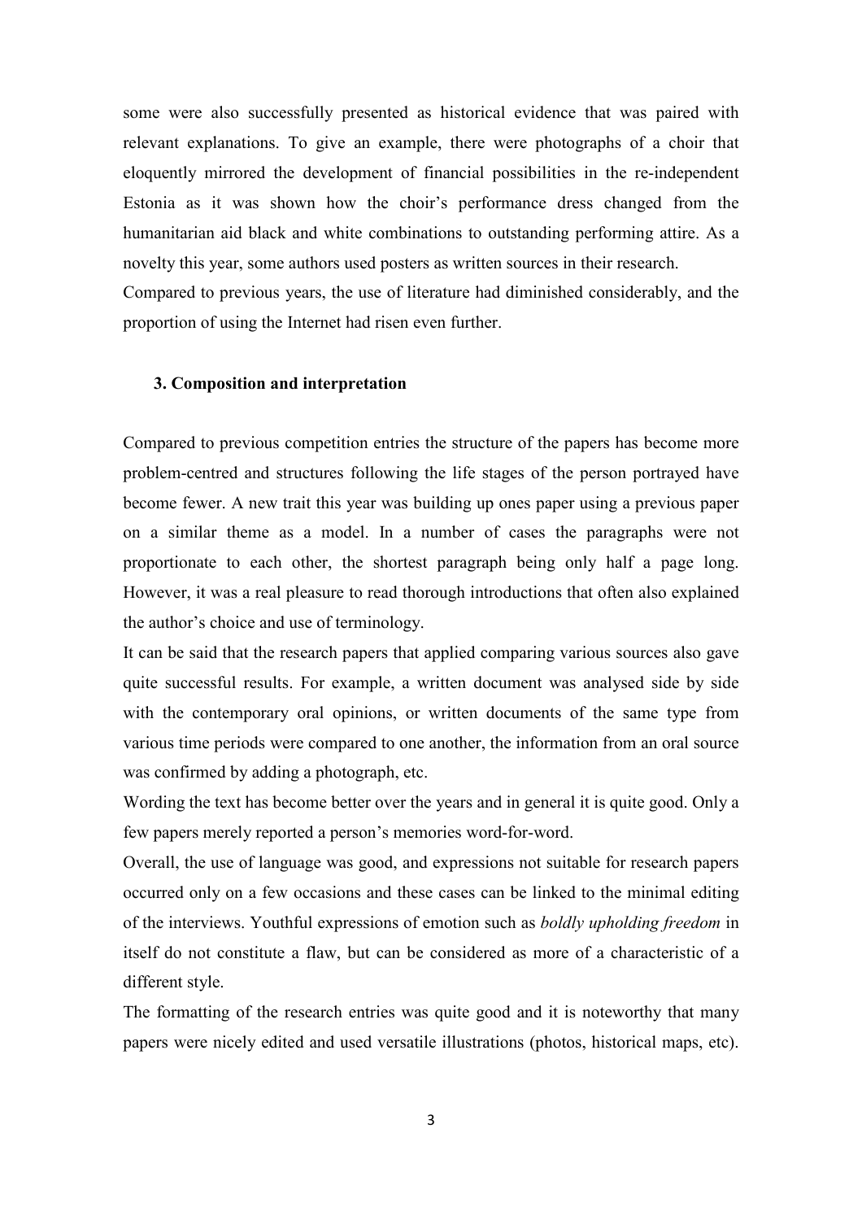some were also successfully presented as historical evidence that was paired with relevant explanations. To give an example, there were photographs of a choir that eloquently mirrored the development of financial possibilities in the re-independent Estonia as it was shown how the choir's performance dress changed from the humanitarian aid black and white combinations to outstanding performing attire. As a novelty this year, some authors used posters as written sources in their research.

Compared to previous years, the use of literature had diminished considerably, and the proportion of using the Internet had risen even further.

### 3. Composition and interpretation

Compared to previous competition entries the structure of the papers has become more problem-centred and structures following the life stages of the person portrayed have become fewer. A new trait this year was building up ones paper using a previous paper on a similar theme as a model. In a number of cases the paragraphs were not proportionate to each other, the shortest paragraph being only half a page long. However, it was a real pleasure to read thorough introductions that often also explained the author's choice and use of terminology.

It can be said that the research papers that applied comparing various sources also gave quite successful results. For example, a written document was analysed side by side with the contemporary oral opinions, or written documents of the same type from various time periods were compared to one another, the information from an oral source was confirmed by adding a photograph, etc.

Wording the text has become better over the years and in general it is quite good. Only a few papers merely reported a person's memories word-for-word.

Overall, the use of language was good, and expressions not suitable for research papers occurred only on a few occasions and these cases can be linked to the minimal editing of the interviews. Youthful expressions of emotion such as *boldly upholding freedom* in itself do not constitute a flaw, but can be considered as more of a characteristic of a different style.

The formatting of the research entries was quite good and it is noteworthy that many papers were nicely edited and used versatile illustrations (photos, historical maps, etc).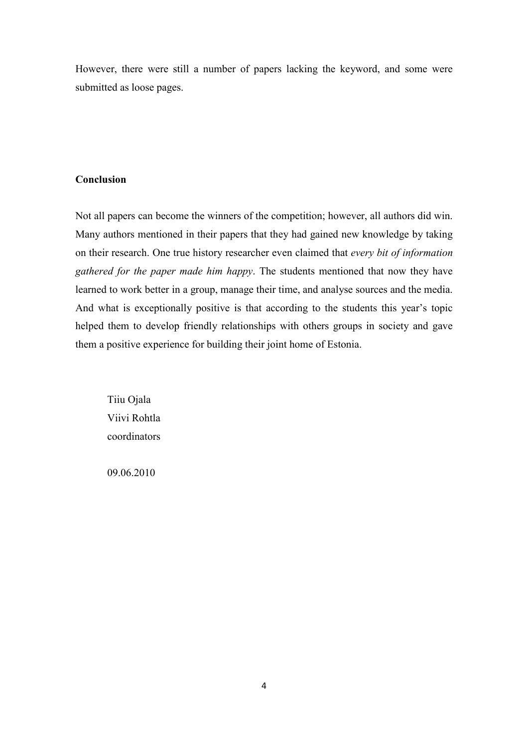However, there were still a number of papers lacking the keyword, and some were submitted as loose pages.

**Conclusion**

Not all papers can become the winners of the competition; however, all authors did win. Many authors mentioned in their papers that they had gained new knowledge by taking on their research. One true history researcher even claimed that *every bit of information gathered for the paper made him happy*. The students mentioned that now they have learned to work better in a group, manage their time, and analyse sources and the media. And what is exceptionally positive is that according to the students this year's topic helped them to develop friendly relationships with others groups in society and gave them a positive experience for building their joint home of Estonia.

Tiiu Ojala
Viivi Rohtla
coordinators

09.06.2010